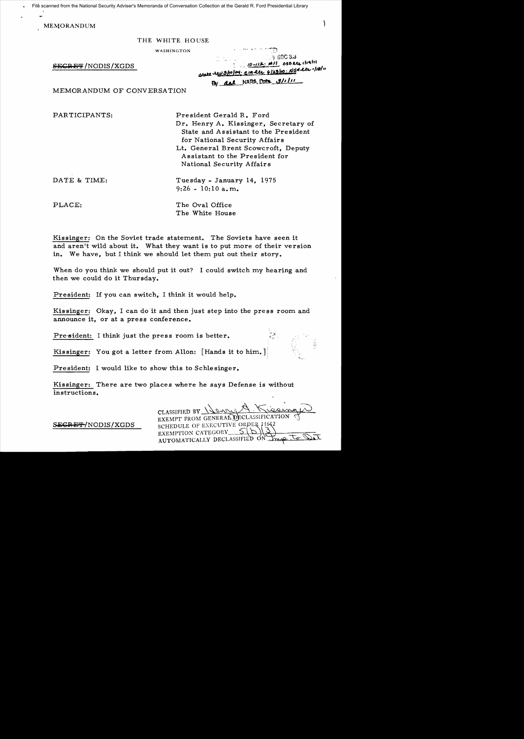File scanned from the National Security Adviser's Memoranda of Conversation Collection at the Gerald R. Ford Presidential Library

MEMORANDUM

THE WHITE HOUSE

WASHINGTON

~~SECRET~~/NODIS/XGDS

SEC 3.3
10-112; #11 OSD ltr 1/19/11
State rev 3/10/04; CIA ltr 6/23/10; NSA ltr 1/18/11
By dal NARA, Date 3/1/11

MEMORANDUM OF CONVERSATION

PARTICIPANTS: President Gerald R. Ford
Dr. Henry A. Kissinger, Secretary of State and Assistant to the President for National Security Affairs
Lt. General Brent Scowcroft, Deputy Assistant to the President for National Security Affairs

DATE & TIME: Tuesday - January 14, 1975
9:26 - 10:10 a.m.

PLACE: The Oval Office
The White House

Kissinger: On the Soviet trade statement. The Soviets have seen it and aren't wild about it. What they want is to put more of their version in. We have, but I think we should let them put out their story.

When do you think we should put it out? I could switch my hearing and then we could do it Thursday.

President: If you can switch, I think it would help.

Kissinger: Okay, I can do it and then just step into the press room and announce it, or at a press conference.

President: I think just the press room is better.

Kissinger: You got a letter from Allon: [Hands it to him.]

President: I would like to show this to Schlesinger.

Kissinger: There are two places where he says Defense is without instructions.

~~SECRET~~/NODIS/XGDS

CLASSIFIED BY Henry A. Kissinger
EXEMPT FROM GENERAL DECLASSIFICATION SCHEDULE OF EXECUTIVE ORDER 11652
EXEMPTION CATEGORY 5(b)(3)
AUTOMATICALLY DECLASSIFIED ON Imp. to Det.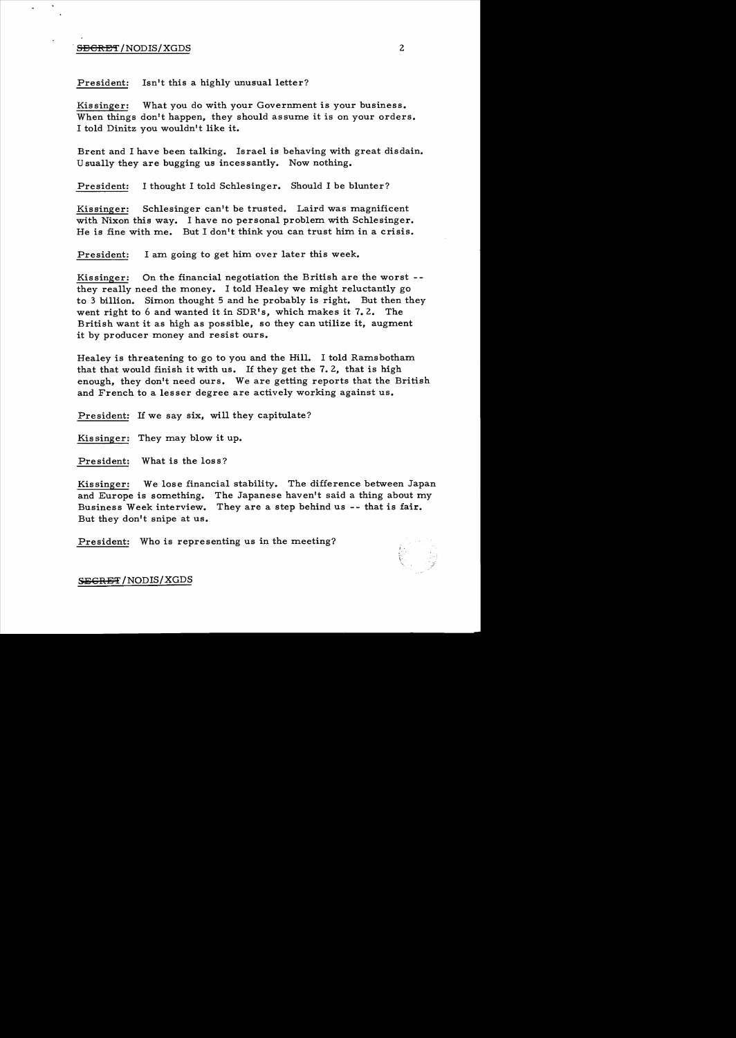President: Isn't this a highly unusual letter?

Kissinger: What you do with your Government is your business. When things don't happen, they should assume it is on your orders. I told Dinitz you wouldn't like it.

Brent and I have been talking. Israel is behaving with great disdain. Usually they are bugging us incessantly. Now nothing.

President: I thought I told Schlesinger. Should I be blunter?

Kissinger: Schlesinger can't be trusted. Laird was magnificent with Nixon this way. I have no personal problem with Schlesinger. He is fine with me. But I don't think you can trust him in a crisis.

President: I am going to get him over later this week.

Kissinger: On the financial negotiation the British are the worst -- they really need the money. I told Healey we might reluctantly go to 3 billion. Simon thought 5 and he probably is right. But then they went right to 6 and wanted it in SDR's, which makes it 7.2. The British want it as high as possible, so they can utilize it, augment it by producer money and resist ours.

Healey is threatening to go to you and the Hill. I told Ramsbotham that that would finish it with us. If they get the 7.2, that is high enough, they don't need ours. We are getting reports that the British and French to a lesser degree are actively working against us.

President: If we say six, will they capitulate?

Kissinger: They may blow it up.

President: What is the loss?

Kissinger: We lose financial stability. The difference between Japan and Europe is something. The Japanese haven't said a thing about my Business Week interview. They are a step behind us -- that is fair. But they don't snipe at us.

President: Who is representing us in the meeting?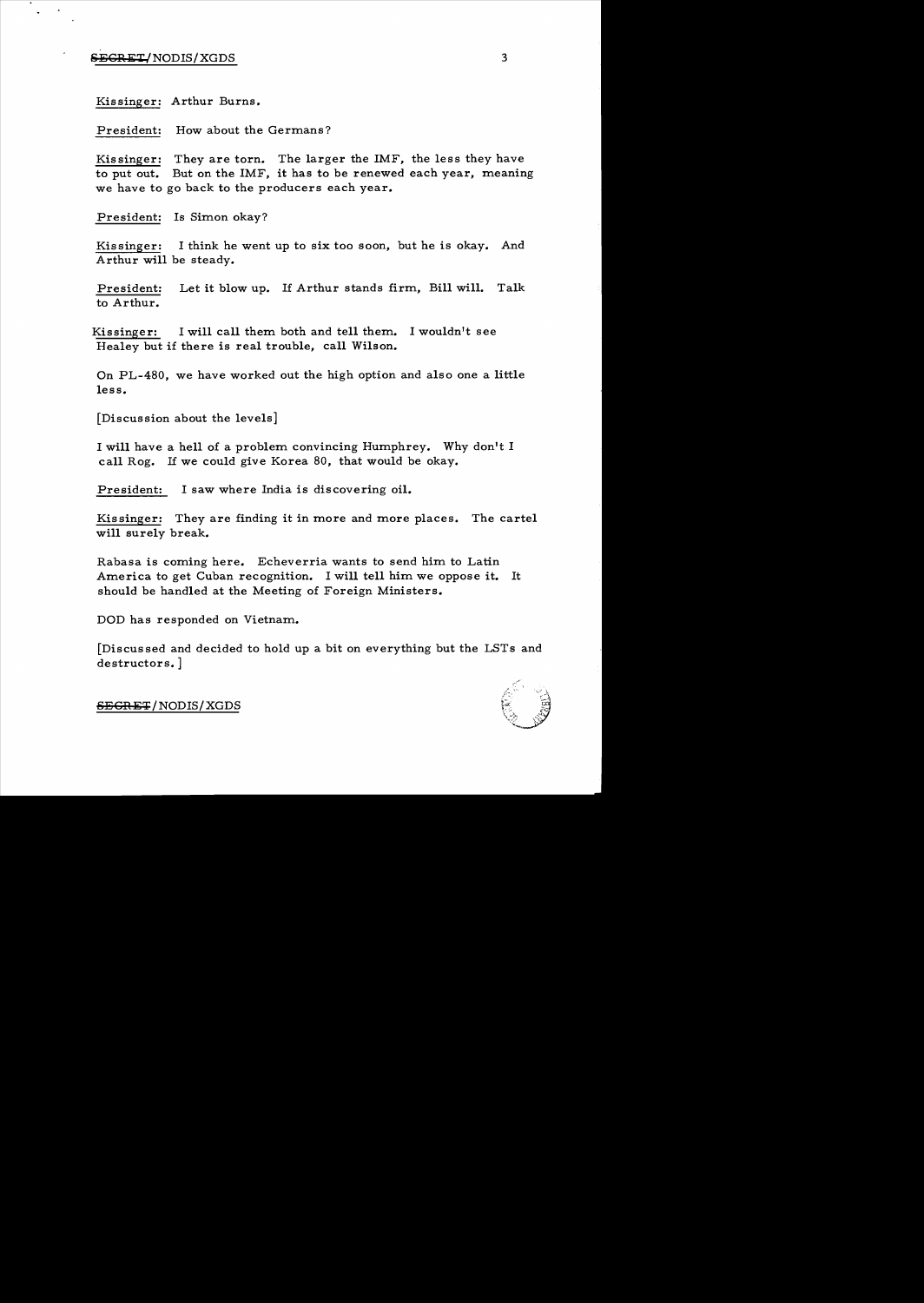Kissinger: Arthur Burns.

President: How about the Germans?

Kissinger: They are torn. The larger the IMF, the less they have to put out. But on the IMF, it has to be renewed each year, meaning we have to go back to the producers each year.

President: Is Simon okay?

Kissinger: I think he went up to six too soon, but he is okay. And Arthur will be steady.

President: Let it blow up. If Arthur stands firm, Bill will. Talk to Arthur.

Kissinger: I will call them both and tell them. I wouldn't see Healey but if there is real trouble, call Wilson.

On PL-480, we have worked out the high option and also one a little less.

[Discussion about the levels]

I will have a hell of a problem convincing Humphrey. Why don't I call Rog. If we could give Korea 80, that would be okay.

President: I saw where India is discovering oil.

Kissinger: They are finding it in more and more places. The cartel will surely break.

Rabasa is coming here. Echeverria wants to send him to Latin America to get Cuban recognition. I will tell him we oppose it. It should be handled at the Meeting of Foreign Ministers.

DOD has responded on Vietnam.

[Discussed and decided to hold up a bit on everything but the LSTs and destructors.]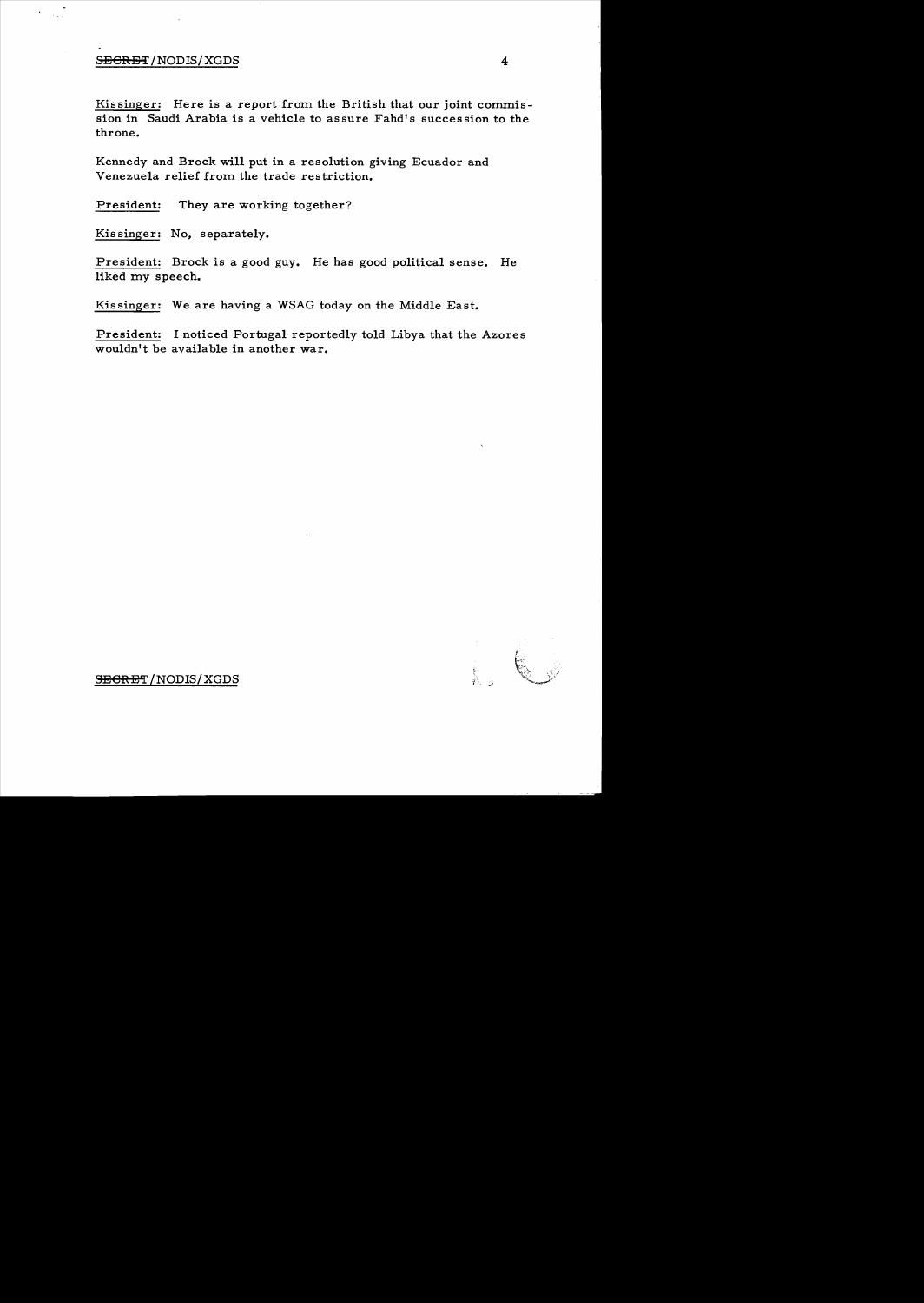Kissinger: Here is a report from the British that our joint commission in Saudi Arabia is a vehicle to assure Fahd's succession to the throne.

Kennedy and Brock will put in a resolution giving Ecuador and Venezuela relief from the trade restriction.

President: They are working together?

Kissinger: No, separately.

President: Brock is a good guy. He has good political sense. He liked my speech.

Kissinger: We are having a WSAG today on the Middle East.

President: I noticed Portugal reportedly told Libya that the Azores wouldn't be available in another war.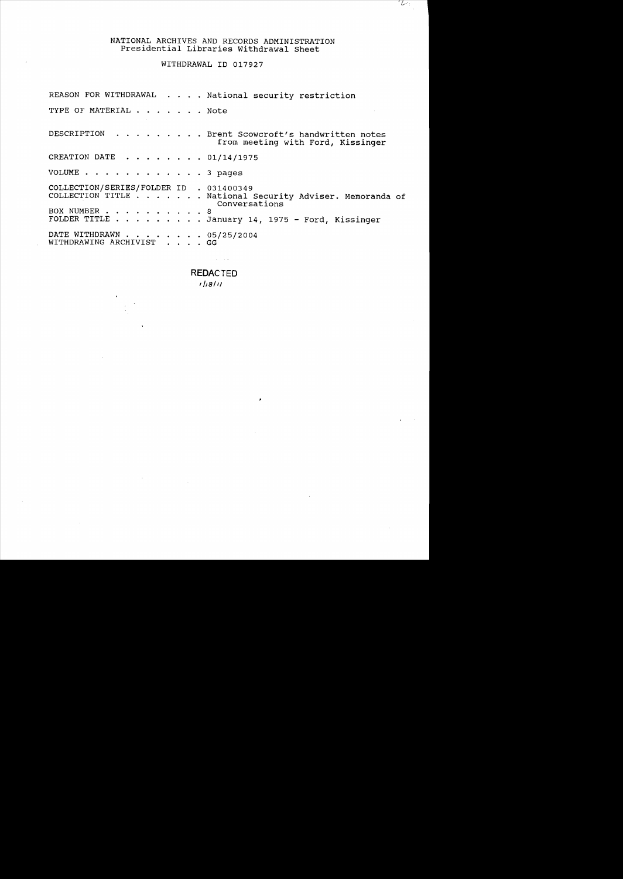NATIONAL ARCHIVES AND RECORDS ADMINISTRATION
Presidential Libraries Withdrawal Sheet

WITHDRAWAL ID 017927

REASON FOR WITHDRAWAL . . . . National security restriction

TYPE OF MATERIAL . . . . . . . Note

DESCRIPTION . . . . . . . . . Brent Scowcroft's handwritten notes from meeting with Ford, Kissinger

CREATION DATE . . . . . . . . 01/14/1975

VOLUME . . . . . . . . . . . . 3 pages

COLLECTION/SERIES/FOLDER ID . 031400349
COLLECTION TITLE . . . . . . . National Security Adviser. Memoranda of Conversations
BOX NUMBER . . . . . . . . . . 8
FOLDER TITLE . . . . . . . . . January 14, 1975 - Ford, Kissinger

DATE WITHDRAWN . . . . . . . . 05/25/2004
WITHDRAWING ARCHIVIST . . . . GG

REDACTED
1/18/11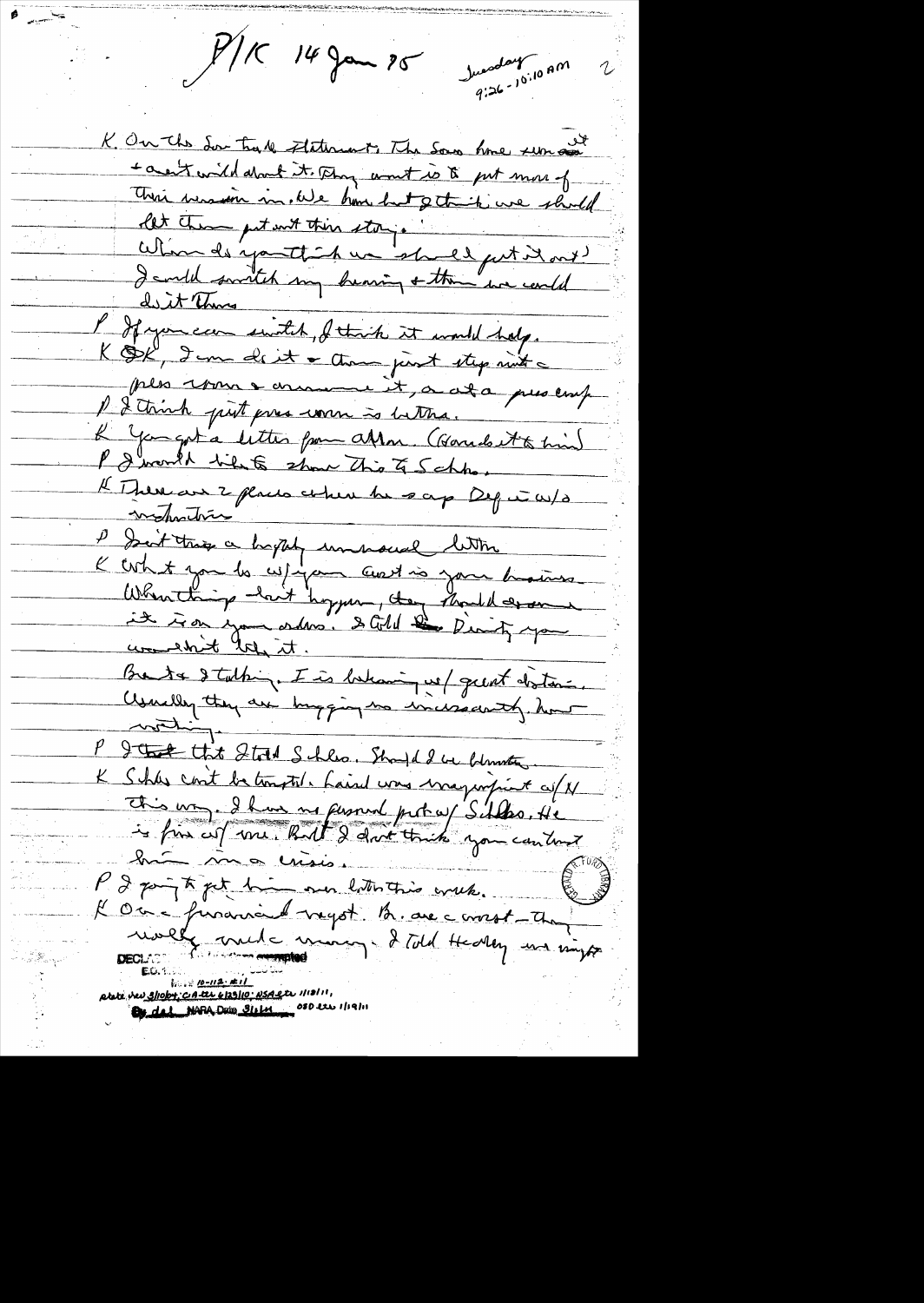P/K 14 Jan 75 Tuesday 9:26 - 10:10 AM

K On the Sov trade statement, The Sovs have seen it + aren't wild about it. They want is to put more of their version in. We have but I think we should let them put out their story.

When do you think we should put it out?

I could switch my hearing + then we could do it Thurs

P If you can switch, I think it would help.

K OK, I can do it + then just step into press room + announce it, or at a press conf

P I think just press room is better.

K You got a letter from Allon. (Hands it to him)

P I would like to show this to Schles.

K There are 2 places where he says Def is w/o instructions

P Isn't this a highly unusual letter

K What you do w/ your Cmd is your business. When things don't happen, they should say it is on your orders. I told Dinitz you wouldn't like it.

Brent + I talking. I is behaving w/ great distain. Usually they are bugging us incessantly. Now nothing.

P I think that I told Schles. Should I be blunter.

K Schles can't be trusted. Laird was magnificent w/ N this way. I have no personal prob w/ Schlss. He is fine w/ me. But I don't think you can trust him in a crisis.

P I going to get him over later this week.

K On financial negot. Br. are c worst - they really made money. I told Healey we might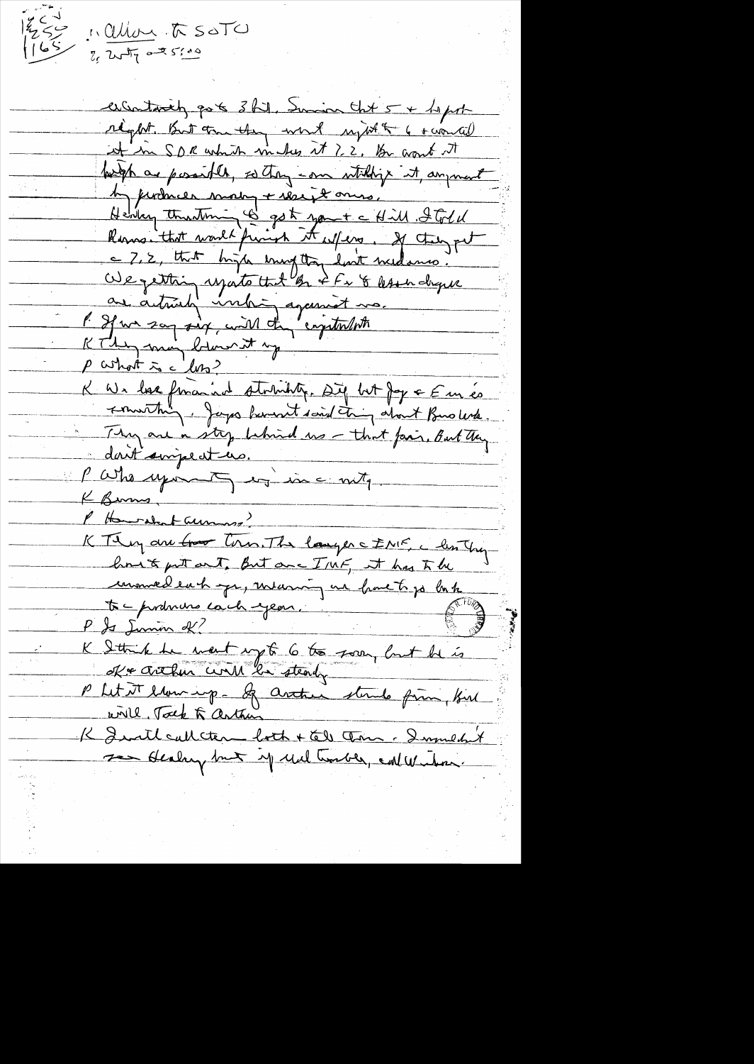1/25/75 · Allon · to SOTU

8:20 – 10:05

essentially gets 3 bil. Simon thought 5 + 4 p/b right. But then they went up to 6 + would it in SDR which makes it 7.2. Br want it high as possible, so they can utilize it, argument by producers many + west owners.

Healey threatening to get you + c Hill. I told Rumsfeld that would finish it off. If they put c 7.2, that high may they don't need us.

We getting uptake that Br + Fr & others depend are actively working against us.

P If we say six, will they capitulate

K They may blame it on

P What is c loss?

K We lose financial stability. Dig but Japan + Emerson something. Japan haven't said thing about Brussels. They are a step behind us – that fair. But they don't snipe at us.

P Who upon this is in c mtg.

K Burns.

P How about Simon?

K They are two tons. The larger c IMF, c less they have to put out. But an IMF, it has to be renewed each year, meaning we have to go back to c producers each year.

P Is Simon OK?

K I think he went up to 6 too soon, but he is OK + Arthur will be steady.

P Let it blow up. If Arthur stands firm, Bill will. Talk to Arthur.

K I will call them both + tell them. I wouldn't see Healey but if we trouble, call Wilson.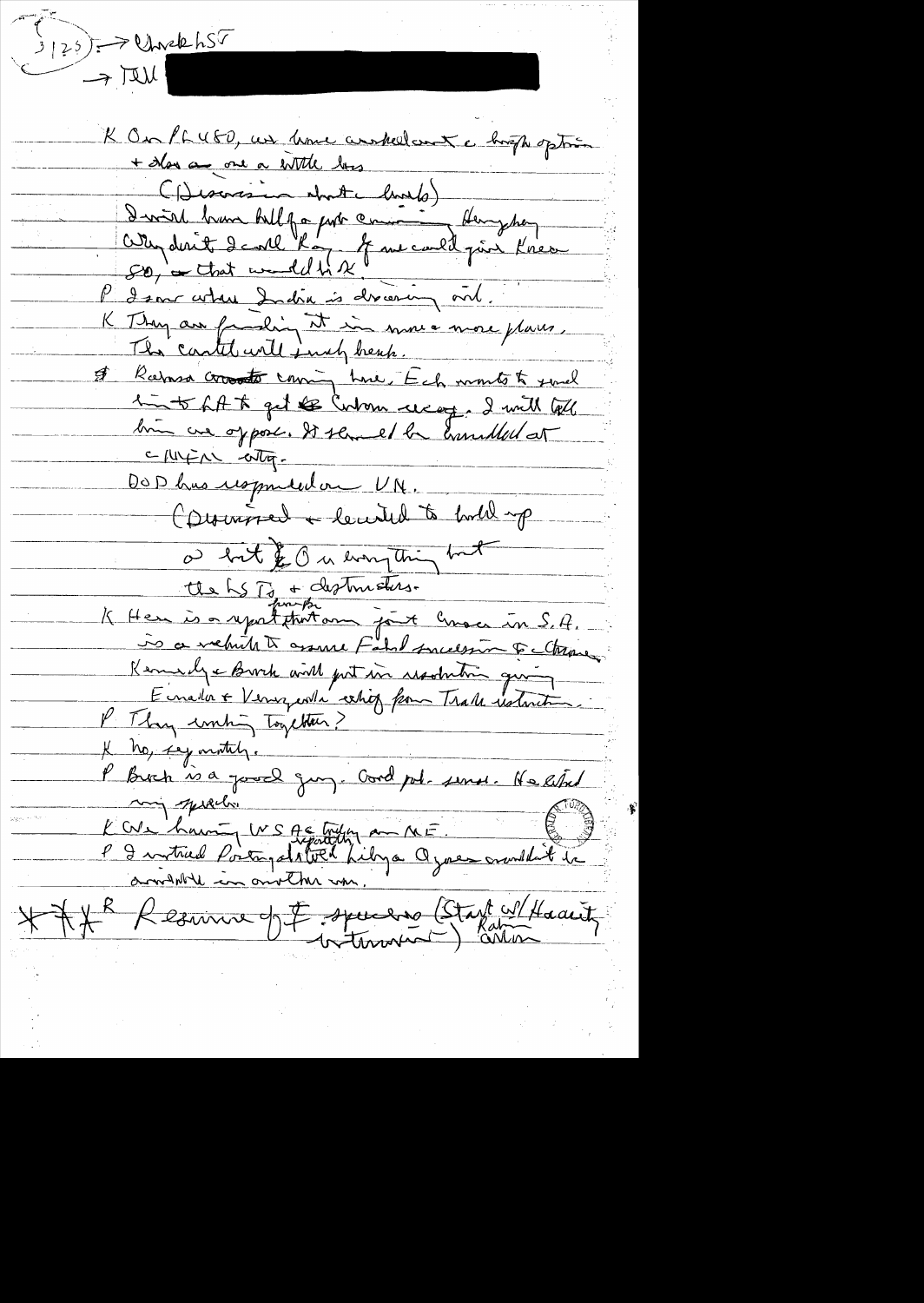3/25 → Check LST
→ Tell [redacted]

K On PL480, we have worked out a hope option + dollar an one a little less
(Discussion about loads)
I would have bill for for covering Hungary. Why don't I call Ray. If we could give Korea $80, that would help.
P I saw where India is discovering oil.
K They are finding it in more & more places. The cartel will break.
Kahana is coming here. Ech wants to send him to AT to get Cuban recog. I will tell him we oppose. It should be handled at OAS mtg.
DOD has responded on VN.
(Discussed & decided to hold up on but $ O on everything but the LSTs + destroyers.
K Here is a report that our joint Cmdr in S.A. is a vehicle to assume Fahd succession to throne.
Kennedy & Brock will put in resolution giving Ecuador + Venezuela exemp from Trade restriction.
P They working together?
K No, separately.
P Brock is a good guy. Good pol. sense. He liked my speech.
K We having WSAG today on ME.
P I noticed Portugal repeatedly attacked Libya. A year ago wouldn't be acceptable in another way.
*** Resume of F speeches (Start w/ Hawaii Kahn interview) action